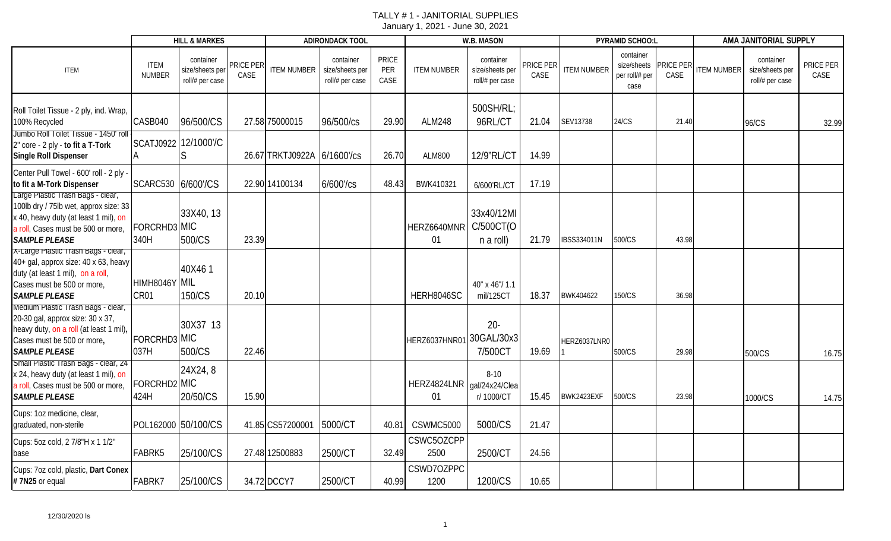# TALLY # 1 - JANITORIAL SUPPLIES

January 1, 2021 - June 30, 2021

| ITEM | HILL & MARKES | | | ADIRONDACK TOOL | | | W.B. MASON | | | PYRAMID SCHOO:L | | | AMA JANITORIAL SUPPLY | | |
|---|---|---|---|---|---|---|---|---|---|---|---|---|---|---|---|
| | ITEM NUMBER | container size/sheets per roll/# per case | PRICE PER CASE | ITEM NUMBER | container size/sheets per roll/# per case | PRICE PER CASE | ITEM NUMBER | container size/sheets per roll/# per case | PRICE PER CASE | ITEM NUMBER | container size/sheets per roll/# per case | PRICE PER CASE | ITEM NUMBER | container size/sheets per roll/# per case | PRICE PER CASE |
| Roll Toilet Tissue - 2 ply, ind. Wrap, 100% Recycled | CASB040 | 96/500/CS | 27.58 | 75000015 | 96/500/cs | 29.90 | ALM248 | 500SH/RL; 96RL/CT | 21.04 | SEV13738 | 24/CS | 21.40 | | 96/CS | 32.99 |
| Jumbo Roll Toilet Tissue - 1450' roll 2" core - 2 ply - **to fit a T-Tork Single Roll Dispenser** | SCATJ0922A | 12/1000'/CS | 26.67 | TRKTJ0922A | 6/1600'/cs | 26.70 | ALM800 | 12/9"RL/CT | 14.99 | | | | | | |
| Center Pull Towel - 600' roll - 2 ply - **to fit a M-Tork Dispenser** | SCARC530 | 6/600'/CS | 22.90 | 14100134 | 6/600'/cs | 48.43 | BWK410321 | 6/600'RL/CT | 17.19 | | | | | | |
| Large Plastic Trash Bags - clear, 100lb dry / 75lb wet, approx size: 33 x 40, heavy duty (at least 1 mil), on a roll, Cases must be 500 or more, ***SAMPLE PLEASE*** | FORCRHD3340H | 33X40, 13 MIC 500/CS | 23.39 | | | | HERZ6640MNR01 | 33x40/12MIC/500CT(On a roll) | 21.79 | IBSS334011N | 500/CS | 43.98 | | | |
| X-Large Plastic Trash Bags - clear, 40+ gal, approx size: 40 x 63, heavy duty (at least 1 mil), on a roll, Cases must be 500 or more, ***SAMPLE PLEASE*** | HIMH8046YCR01 | 40X46 1 MIL 150/CS | 20.10 | | | | HERH8046SC | 40" x 46"/ 1.1 mil/125CT | 18.37 | BWK404622 | 150/CS | 36.98 | | | |
| Medium Plastic Trash Bags - clear, 20-30 gal, approx size: 30 x 37, heavy duty, on a roll (at least 1 mil), Cases must be 500 or more, ***SAMPLE PLEASE*** | FORCRHD3037H | 30X37 13 MIC 500/CS | 22.46 | | | | HERZ6037HNR01 | 20-30GAL/30x37/500CT | 19.69 | HERZ6037LNR01 | 500/CS | 29.98 | | 500/CS | 16.75 |
| Small Plastic Trash Bags - clear, 24 x 24, heavy duty (at least 1 mil), on a roll, Cases must be 500 or more, ***SAMPLE PLEASE*** | FORCRHD2424H | 24X24, 8 MIC 20/50/CS | 15.90 | | | | HERZ4824LNR01 | 8-10 gal/24x24/Clear/ 1000/CT | 15.45 | BWK2423EXF | 500/CS | 23.98 | | 1000/CS | 14.75 |
| Cups: 1oz medicine, clear, graduated, non-sterile | POL162000 | 50/100/CS | 41.85 | CS57200001 | 5000/CT | 40.81 | CSWMC5000 | 5000/CS | 21.47 | | | | | | |
| Cups: 5oz cold, 2 7/8"H x 1 1/2" base | FABRK5 | 25/100/CS | 27.48 | 12500883 | 2500/CT | 32.49 | CSWC5OZCPP2500 | 2500/CT | 24.56 | | | | | | |
| Cups: 7oz cold, plastic, **Dart Conex # 7N25** or equal | FABRK7 | 25/100/CS | 34.72 | DCCY7 | 2500/CT | 40.99 | CSWD7OZPPC1200 | 1200/CS | 10.65 | | | | | | |

12/30/2020 ls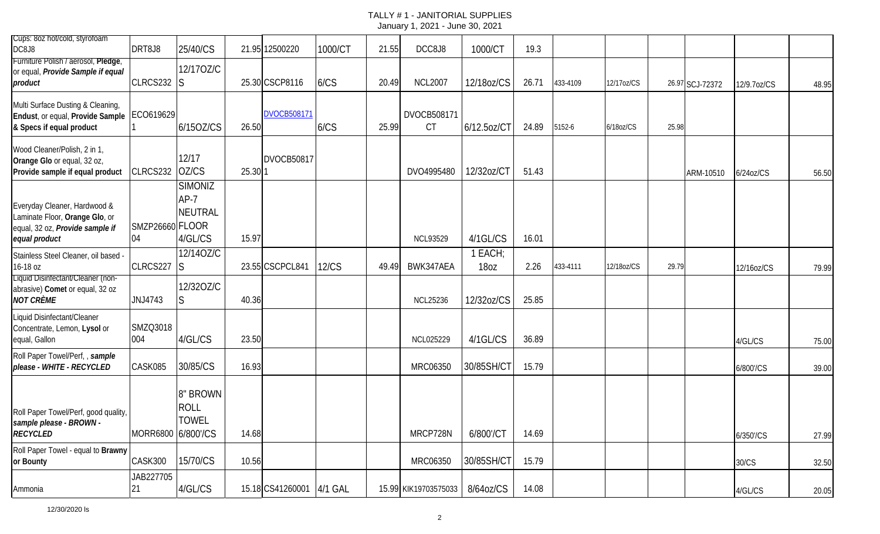TALLY # 1 - JANITORIAL SUPPLIES
January 1, 2021 - June 30, 2021

| Item | | | | | | | | | | | | | | | |
|---|---|---|---|---|---|---|---|---|---|---|---|---|---|---|---|
| Cups: 8oz hot/cold, styrofoam DC8J8 | DRT8J8 | 25/40/CS | 21.95 | 12500220 | 1000/CT | 21.55 | DCC8J8 | 1000/CT | 19.3 | | | | | | |
| Furniture Polish / aerosol, **Pledge**, or equal, ***Provide Sample if equal product*** | CLRCS232 | 12/17OZ/CS | 25.30 | CSCP8116 | 6/CS | 20.49 | NCL2007 | 12/18oz/CS | 26.71 | 433-4109 | 12/17oz/CS | 26.97 | SCJ-72372 | 12/9.7oz/CS | 48.95 |
| Multi Surface Dusting & Cleaning, **Endust**, or equal, **Provide Sample & Specs if equal product** | ECO6196291 | 6/15OZ/CS | 26.50 | DVOCB508171 | 6/CS | 25.99 | DVOCB508171 CT | 6/12.5oz/CT | 24.89 | 5152-6 | 6/18oz/CS | 25.98 | | | |
| Wood Cleaner/Polish, 2 in 1, **Orange Glo** or equal, 32 oz, **Provide sample if equal product** | CLRCS232 | 12/17 OZ/CS | 25.30 | DVOCB508171 | | | DVO4995480 | 12/32oz/CT | 51.43 | | | | ARM-10510 | 6/24oz/CS | 56.50 |
| Everyday Cleaner, Hardwood & Laminate Floor, **Orange Glo**, or equal, 32 oz, ***Provide sample if equal product*** | SMZP2666004 | SIMONIZ AP-7 NEUTRAL FLOOR 4/GL/CS | 15.97 | | | | NCL93529 | 4/1GL/CS | 16.01 | | | | | | |
| Stainless Steel Cleaner, oil based - 16-18 oz | CLRCS227 | 12/14OZ/CS | 23.55 | CSCPCL841 | 12/CS | 49.49 | BWK347AEA | 1 EACH; 18oz | 2.26 | 433-4111 | 12/18oz/CS | 29.79 | | 12/16oz/CS | 79.99 |
| Liquid Disinfectant/Cleaner (non-abrasive) **Comet** or equal, 32 oz ***NOT CRÈME*** | JNJ4743 | 12/32OZ/CS | 40.36 | | | | NCL25236 | 12/32oz/CS | 25.85 | | | | | | |
| Liquid Disinfectant/Cleaner Concentrate, Lemon, **Lysol** or equal, Gallon | SMZQ3018004 | 4/GL/CS | 23.50 | | | | NCL025229 | 4/1GL/CS | 36.89 | | | | | 4/GL/CS | 75.00 |
| Roll Paper Towel/Perf, , ***sample please - WHITE - RECYCLED*** | CASK085 | 30/85/CS | 16.93 | | | | MRC06350 | 30/85SH/CT | 15.79 | | | | | 6/800'/CS | 39.00 |
| Roll Paper Towel/Perf, good quality, ***sample please - BROWN - RECYCLED*** | MORR6800 | 8" BROWN ROLL TOWEL 6/800'/CS | 14.68 | | | | MRCP728N | 6/800'/CT | 14.69 | | | | | 6/350'/CS | 27.99 |
| Roll Paper Towel - equal to **Brawny or Bounty** | CASK300 | 15/70/CS | 10.56 | | | | MRC06350 | 30/85SH/CT | 15.79 | | | | | 30/CS | 32.50 |
| Ammonia | JAB22770521 | 4/GL/CS | 15.18 | CS41260001 | 4/1 GAL | 15.99 | KIK19703575033 | 8/64oz/CS | 14.08 | | | | | 4/GL/CS | 20.05 |

12/30/2020 ls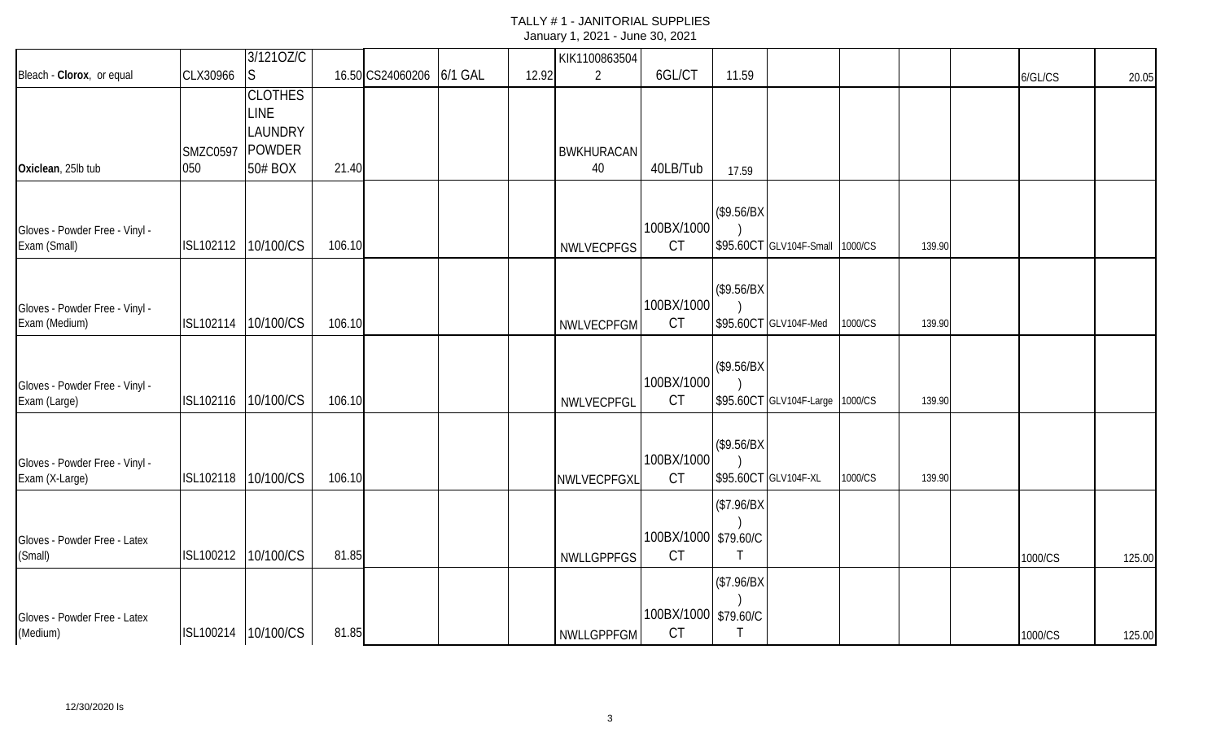# TALLY # 1 - JANITORIAL SUPPLIES

January 1, 2021 - June 30, 2021

| | | | | | | | | | | | | | | | |
|---|---|---|---|---|---|---|---|---|---|---|---|---|---|---|---|
| Bleach - **Clorox**, or equal | CLX30966 | 3/121OZ/CS | 16.50 | CS24060206 | 6/1 GAL | 12.92 | KIK11008635042 | 6GL/CT | 11.59 | | | | | 6/GL/CS | 20.05 |
| **Oxiclean**, 25lb tub | SMZC0597050 | CLOTHES LINE LAUNDRY POWDER 50# BOX | 21.40 | | | | BWKHURACAN40 | 40LB/Tub | 17.59 | | | | | | |
| Gloves - Powder Free - Vinyl - Exam (Small) | ISL102112 | 10/100/CS | 106.10 | | | | NWLVECPFGS | 100BX/1000CT | ($9.56/BX) $95.60CT | GLV104F-Small | 1000/CS | 139.90 | | | |
| Gloves - Powder Free - Vinyl - Exam (Medium) | ISL102114 | 10/100/CS | 106.10 | | | | NWLVECPFGM | 100BX/1000CT | ($9.56/BX) $95.60CT | GLV104F-Med | 1000/CS | 139.90 | | | |
| Gloves - Powder Free - Vinyl - Exam (Large) | ISL102116 | 10/100/CS | 106.10 | | | | NWLVECPFGL | 100BX/1000CT | ($9.56/BX) $95.60CT | GLV104F-Large | 1000/CS | 139.90 | | | |
| Gloves - Powder Free - Vinyl - Exam (X-Large) | ISL102118 | 10/100/CS | 106.10 | | | | NWLVECPFGXL | 100BX/1000CT | ($9.56/BX) $95.60CT | GLV104F-XL | 1000/CS | 139.90 | | | |
| Gloves - Powder Free - Latex (Small) | ISL100212 | 10/100/CS | 81.85 | | | | NWLLGPPFGS | 100BX/1000CT | ($7.96/BX) $79.60/CT | | | | | 1000/CS | 125.00 |
| Gloves - Powder Free - Latex (Medium) | ISL100214 | 10/100/CS | 81.85 | | | | NWLLGPPFGM | 100BX/1000CT | ($7.96/BX) $79.60/CT | | | | | 1000/CS | 125.00 |

12/30/2020 ls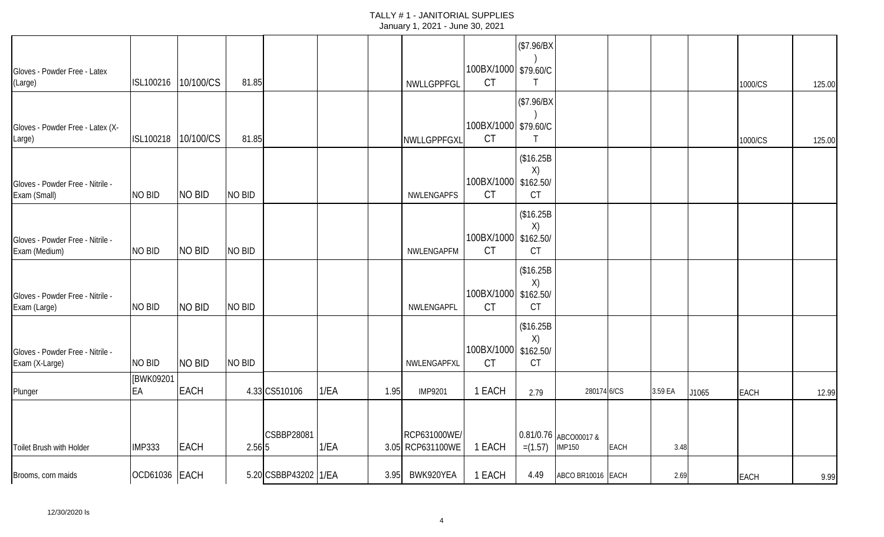# TALLY # 1 - JANITORIAL SUPPLIES

January 1, 2021 - June 30, 2021

| | | | | | | | | | | | | | | | |
|---|---|---|---|---|---|---|---|---|---|---|---|---|---|---|---|
| Gloves - Powder Free - Latex (Large) | ISL100216 | 10/100/CS | 81.85 | | | | NWLLGPPFGL | 100BX/1000 CT | ($7.96/BX) $79.60/CT | | | | | 1000/CS | 125.00 |
| Gloves - Powder Free - Latex (X-Large) | ISL100218 | 10/100/CS | 81.85 | | | | NWLLGPPFGXL | 100BX/1000 CT | ($7.96/BX) $79.60/CT | | | | | 1000/CS | 125.00 |
| Gloves - Powder Free - Nitrile - Exam (Small) | NO BID | NO BID | NO BID | | | | NWLENGAPFS | 100BX/1000 CT | ($16.25BX) $162.50/CT | | | | | | |
| Gloves - Powder Free - Nitrile - Exam (Medium) | NO BID | NO BID | NO BID | | | | NWLENGAPFM | 100BX/1000 CT | ($16.25BX) $162.50/CT | | | | | | |
| Gloves - Powder Free - Nitrile - Exam (Large) | NO BID | NO BID | NO BID | | | | NWLENGAPFL | 100BX/1000 CT | ($16.25BX) $162.50/CT | | | | | | |
| Gloves - Powder Free - Nitrile - Exam (X-Large) | NO BID | NO BID | NO BID | | | | NWLENGAPFXL | 100BX/1000 CT | ($16.25BX) $162.50/CT | | | | | | |
| Plunger | [BWK09201 EA | EACH | 4.33 | CS510106 | 1/EA | 1.95 | IMP9201 | 1 EACH | 2.79 | 280174 | 6/CS | 3.59 EA | J1065 | EACH | 12.99 |
| Toilet Brush with Holder | IMP333 | EACH | 2.56 | CSBBP280815 | 1/EA | 3.05 | RCP631000WE/ RCP631100WE | 1 EACH | 0.81/0.76 =(1.57) | ABCO00017 & IMP150 | EACH | 3.48 | | | |
| Brooms, corn maids | OCD61036 | EACH | 5.20 | CSBBP43202 | 1/EA | 3.95 | BWK920YEA | 1 EACH | 4.49 | ABCO BR10016 | EACH | 2.69 | | EACH | 9.99 |

12/30/2020 ls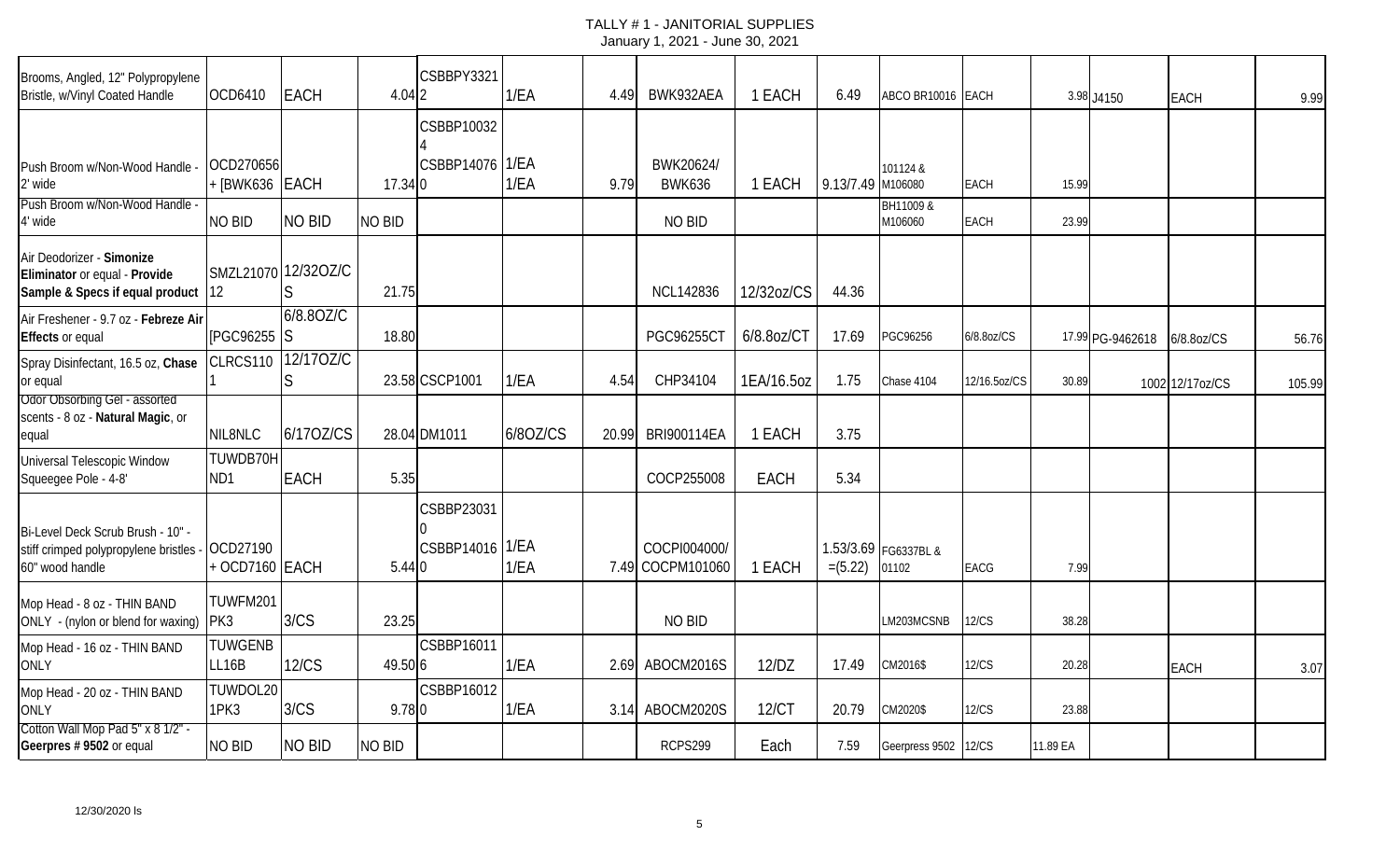# TALLY # 1 - JANITORIAL SUPPLIES

January 1, 2021 - June 30, 2021

| Item | | | | | | | | | | | | | | | | |
|---|---|---|---|---|---|---|---|---|---|---|---|---|---|---|---|---|
| Brooms, Angled, 12" Polypropylene Bristle, w/Vinyl Coated Handle | OCD6410 | EACH | 4.04 | CSBBPY33212 | 1/EA | 4.49 | BWK932AEA | 1 EACH | 6.49 | ABCO BR10016 | EACH | 3.98 | J4150 | EACH | 9.99 |
| Push Broom w/Non-Wood Handle - 2' wide | OCD270656 + [BWK636 | EACH | 17.34 | CSBBP100324 CSBBP140760 | 1/EA 1/EA | 9.79 | BWK20624/ BWK636 | 1 EACH | 9.13/7.49 | 101124 & M106080 | EACH | 15.99 | | | |
| Push Broom w/Non-Wood Handle - 4' wide | NO BID | NO BID | NO BID | | | | NO BID | | | BH11009 & M106060 | EACH | 23.99 | | | |
| Air Deodorizer - **Simonize Eliminator** or equal - **Provide Sample & Specs if equal product** | SMZL2107012 | 12/32OZ/CS | 21.75 | | | | NCL142836 | 12/32oz/CS | 44.36 | | | | | | |
| Air Freshener - 9.7 oz - **Febreze Air Effects** or equal | [PGC96255 | 6/8.8OZ/CS | 18.80 | | | | PGC96255CT | 6/8.8oz/CT | 17.69 | PGC96256 | 6/8.8oz/CS | 17.99 | PG-9462618 | 6/8.8oz/CS | 56.76 |
| Spray Disinfectant, 16.5 oz, **Chase** or equal | CLRCS1101 | 12/17OZ/CS | 23.58 | CSCP1001 | 1/EA | 4.54 | CHP34104 | 1EA/16.5oz | 1.75 | Chase 4104 | 12/16.5oz/CS | 30.89 | 1002 | 12/17oz/CS | 105.99 |
| Odor Obsorbing Gel - assorted scents - 8 oz - **Natural Magic**, or equal | NIL8NLC | 6/17OZ/CS | 28.04 | DM1011 | 6/8OZ/CS | 20.99 | BRI900114EA | 1 EACH | 3.75 | | | | | | |
| Universal Telescopic Window Squeegee Pole - 4-8' | TUWDB70HND1 | EACH | 5.35 | | | | COCP255008 | EACH | 5.34 | | | | | | |
| Bi-Level Deck Scrub Brush - 10" - stiff crimped polypropylene bristles - 60" wood handle | OCD27190 + OCD7160 | EACH | 5.44 | CSBBP230310 CSBBP140160 | 1/EA 1/EA | 7.49 | COCPI004000/ COCPM101060 | 1 EACH | 1.53/3.69 =(5.22) | FG6337BL & 01102 | EACG | 7.99 | | | |
| Mop Head - 8 oz - THIN BAND ONLY - (nylon or blend for waxing) | TUWFM201PK3 | 3/CS | 23.25 | | | | NO BID | | | LM203MCSNB | 12/CS | 38.28 | | | |
| Mop Head - 16 oz - THIN BAND ONLY | TUWGENBLL16B | 12/CS | 49.50 | CSBBP160116 | 1/EA | 2.69 | ABOCM2016S | 12/DZ | 17.49 | CM2016$ | 12/CS | 20.28 | | EACH | 3.07 |
| Mop Head - 20 oz - THIN BAND ONLY | TUWDOL201PK3 | 3/CS | 9.78 | CSBBP160120 | 1/EA | 3.14 | ABOCM2020S | 12/CT | 20.79 | CM2020$ | 12/CS | 23.88 | | | |
| Cotton Wall Mop Pad 5" x 8 1/2" - **Geerpres # 9502** or equal | NO BID | NO BID | NO BID | | | | RCPS299 | Each | 7.59 | Geerpress 9502 | 12/CS | 11.89 EA | | | |

12/30/2020 ls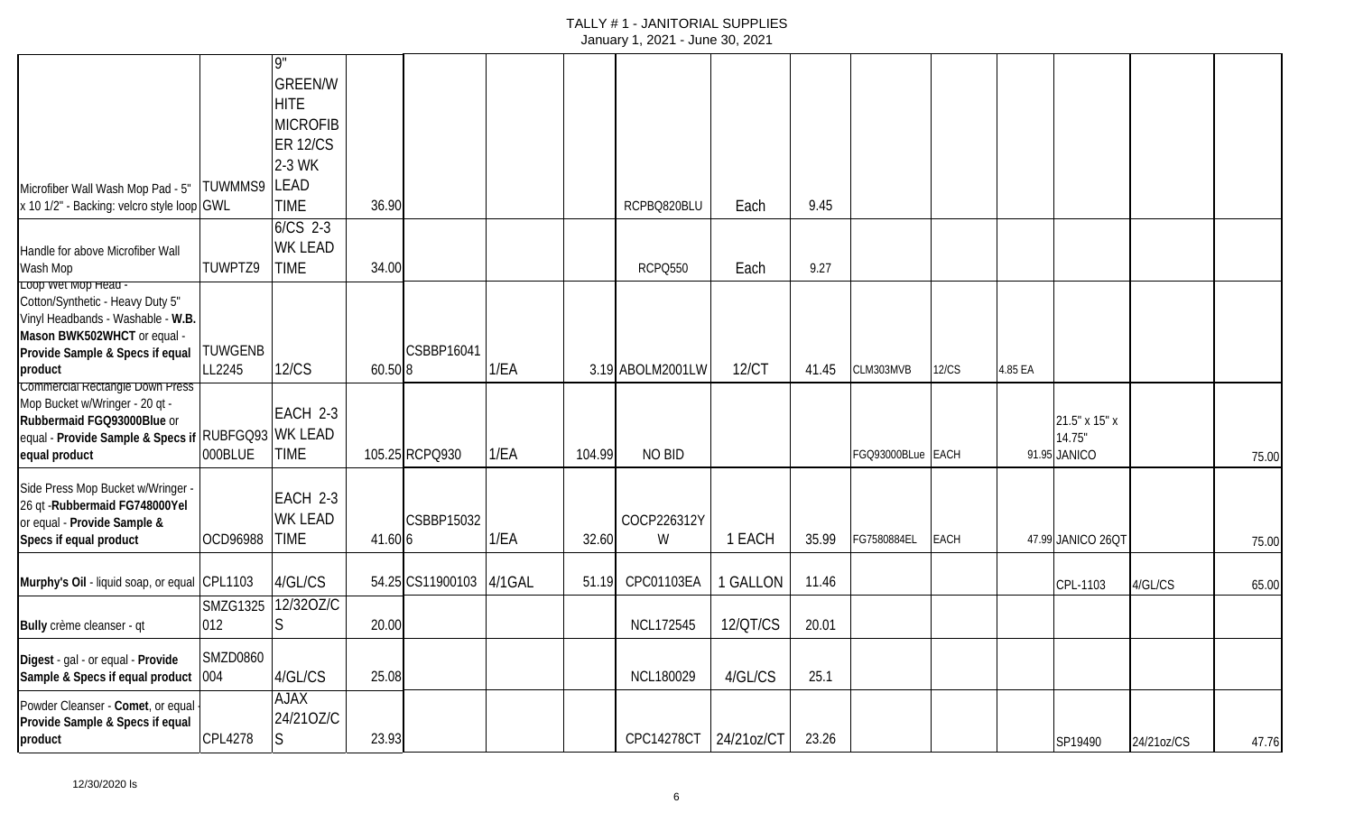# TALLY # 1 - JANITORIAL SUPPLIES

January 1, 2021 - June 30, 2021

| | | | | | | | | | | | | | | | |
|---|---|---|---|---|---|---|---|---|---|---|---|---|---|---|---|
| Microfiber Wall Wash Mop Pad - 5" x 10 1/2" - Backing: velcro style loop | TUWMMS9GWL | 9" GREEN/WHITE MICROFIBER 12/CS 2-3 WK LEAD TIME | 36.90 | | | | RCPBQ820BLU | Each | 9.45 | | | | | | |
| Handle for above Microfiber Wall Wash Mop | TUWPTZ9 | 6/CS 2-3 WK LEAD TIME | 34.00 | | | | RCPQ550 | Each | 9.27 | | | | | | |
| Loop Wet Mop Head - Cotton/Synthetic - Heavy Duty 5" Vinyl Headbands - Washable - **W.B. Mason BWK502WHCT** or equal - **Provide Sample & Specs if equal product** | TUWGENBLL2245 | 12/CS | 60.50 | CSBBP160418 | 1/EA | 3.19 | ABOLM2001LW | 12/CT | 41.45 | CLM303MVB | 12/CS | 4.85 EA | | | |
| Commercial Rectangle Down Press Mop Bucket w/Wringer - 20 qt - **Rubbermaid FGQ93000Blue** or equal - **Provide Sample & Specs if equal product** | RUBFGQ93000BLUE | EACH 2-3 WK LEAD TIME | 105.25 | RCPQ930 | 1/EA | 104.99 | NO BID | | | FGQ93000BLue | EACH | 91.95 | 21.5" x 15" x 14.75" JANICO | | 75.00 |
| Side Press Mop Bucket w/Wringer - 26 qt -**Rubbermaid FG748000Yel** or equal - **Provide Sample & Specs if equal product** | OCD96988 | EACH 2-3 WK LEAD TIME | 41.60 | CSBBP150326 | 1/EA | 32.60 | COCP226312YW | 1 EACH | 35.99 | FG7580884EL | EACH | 47.99 | JANICO 26QT | | 75.00 |
| **Murphy's Oil** - liquid soap, or equal | CPL1103 | 4/GL/CS | 54.25 | CS11900103 | 4/1GAL | 51.19 | CPC01103EA | 1 GALLON | 11.46 | | | | CPL-1103 | 4/GL/CS | 65.00 |
| **Bully** crème cleanser - qt | SMZG1325012 | 12/32OZ/CS | 20.00 | | | | NCL172545 | 12/QT/CS | 20.01 | | | | | | |
| **Digest** - gal - or equal - **Provide Sample & Specs if equal product** | SMZD0860004 | 4/GL/CS | 25.08 | | | | NCL180029 | 4/GL/CS | 25.1 | | | | | | |
| Powder Cleanser - **Comet**, or equal - **Provide Sample & Specs if equal product** | CPL4278 | AJAX 24/21OZ/CS | 23.93 | | | | CPC14278CT | 24/21oz/CT | 23.26 | | | | SP19490 | 24/21oz/CS | 47.76 |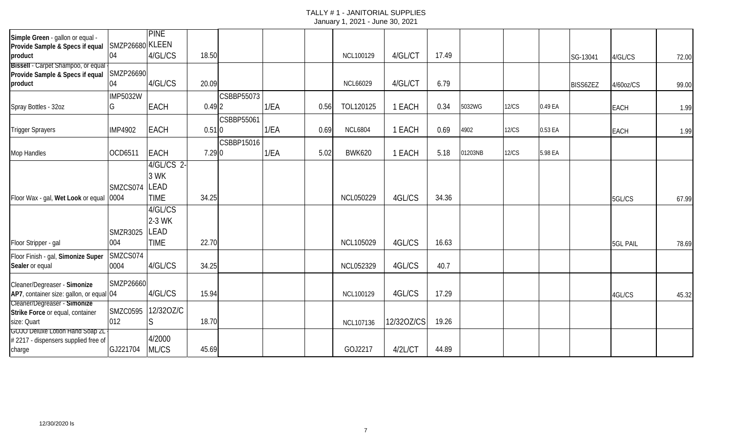# TALLY # 1 - JANITORIAL SUPPLIES

January 1, 2021 - June 30, 2021

| | | | | | | | | | | | | | | | |
|---|---|---|---|---|---|---|---|---|---|---|---|---|---|---|---|
| Simple Green - gallon or equal - **Provide Sample & Specs if equal product** | SMZP26680 04 | PINE KLEEN 4/GL/CS | 18.50 | | | | NCL100129 | 4/GL/CT | 17.49 | | | | SG-13041 | 4/GL/CS | 72.00 |
| **Bissell** - Carpet Shampoo, or equal - **Provide Sample & Specs if equal product** | SMZP26690 04 | 4/GL/CS | 20.09 | | | | NCL66029 | 4/GL/CT | 6.79 | | | | BISS6ZEZ | 4/60oz/CS | 99.00 |
| Spray Bottles - 32oz | IMP5032W G | EACH | 0.49 | CSBBP55073 2 | 1/EA | 0.56 | TOL120125 | 1 EACH | 0.34 | 5032WG | 12/CS | 0.49 EA | | EACH | 1.99 |
| Trigger Sprayers | IMP4902 | EACH | 0.51 | CSBBP55061 0 | 1/EA | 0.69 | NCL6804 | 1 EACH | 0.69 | 4902 | 12/CS | 0.53 EA | | EACH | 1.99 |
| Mop Handles | OCD6511 | EACH | 7.29 | CSBBP15016 0 | 1/EA | 5.02 | BWK620 | 1 EACH | 5.18 | 01203NB | 12/CS | 5.98 EA | | | |
| Floor Wax - gal, **Wet Look** or equal | SMZCS074 0004 | 4/GL/CS 2-3 WK LEAD TIME | 34.25 | | | | NCL050229 | 4GL/CS | 34.36 | | | | | 5GL/CS | 67.99 |
| Floor Stripper - gal | SMZR3025 004 | 4/GL/CS 2-3 WK LEAD TIME | 22.70 | | | | NCL105029 | 4GL/CS | 16.63 | | | | | 5GL PAIL | 78.69 |
| Floor Finish - gal, **Simonize Super Sealer** or equal | SMZCS074 0004 | 4/GL/CS | 34.25 | | | | NCL052329 | 4GL/CS | 40.7 | | | | | | |
| Cleaner/Degreaser - **Simonize AP7**, container size: gallon, or equal | SMZP26660 04 | 4/GL/CS | 15.94 | | | | NCL100129 | 4GL/CS | 17.29 | | | | | 4GL/CS | 45.32 |
| Cleaner/Degreaser - **Simonize Strike Force** or equal, container size: Quart | SMZC0595 012 | 12/32OZ/CS | 18.70 | | | | NCL107136 | 12/32OZ/CS | 19.26 | | | | | | |
| GOJO Deluxe Lotion Hand Soap 2L - # 2217 - dispensers supplied free of charge | GJ221704 | 4/2000 ML/CS | 45.69 | | | | GOJ2217 | 4/2L/CT | 44.89 | | | | | | |

12/30/2020 ls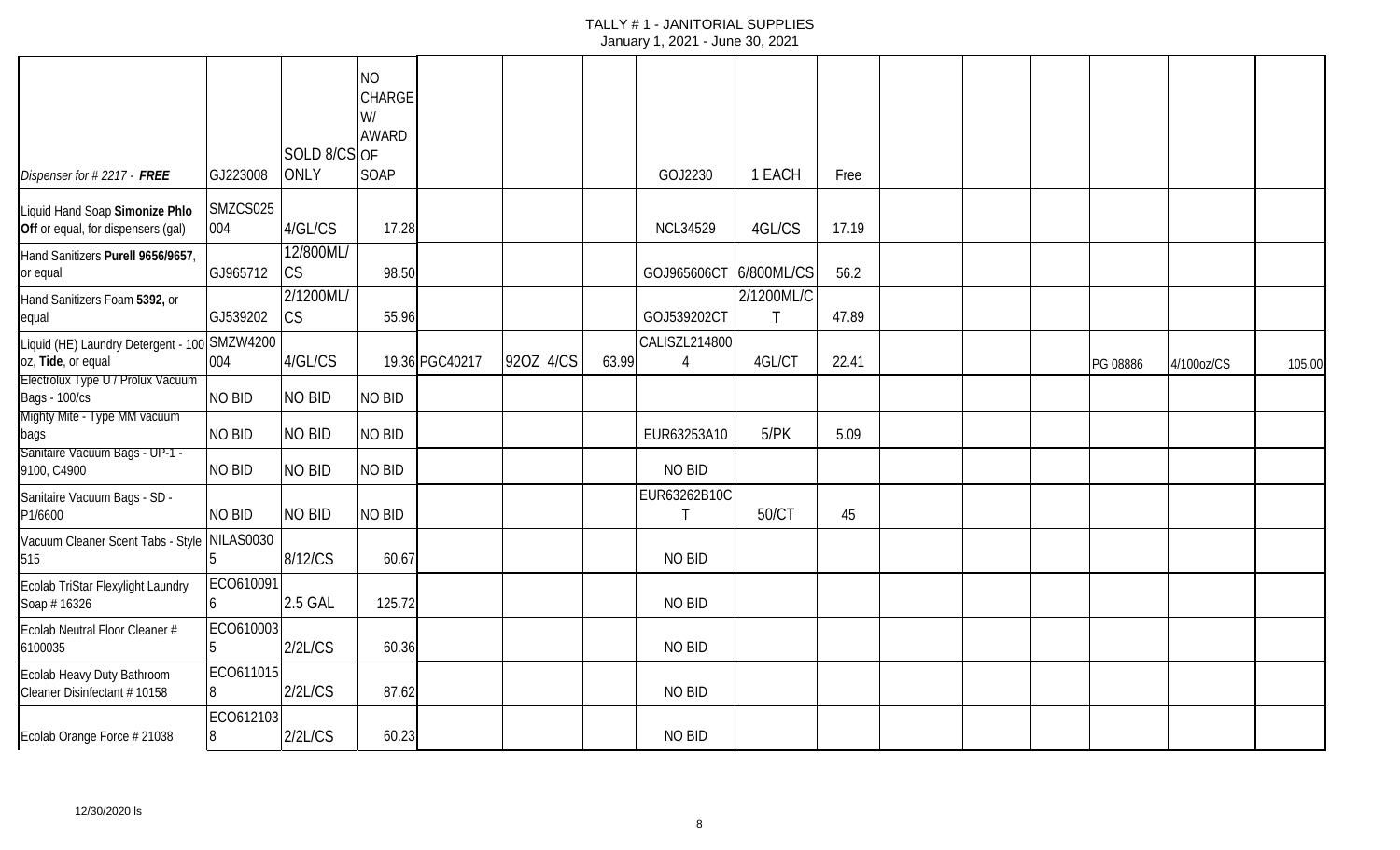# TALLY # 1 - JANITORIAL SUPPLIES

January 1, 2021 - June 30, 2021

| | | | | | | | | | | | | | | | | |
|---|---|---|---|---|---|---|---|---|---|---|---|---|---|---|---|---|
| *Dispenser for # 2217 - **FREE*** | GJ223008 | SOLD 8/CS ONLY | NO CHARGE W/ AWARD OF SOAP | | | | GOJ2230 | 1 EACH | Free | | | | | | | |
| Liquid Hand Soap **Simonize Phlo Off** or equal, for dispensers (gal) | SMZCS025004 | 4/GL/CS | 17.28 | | | | NCL34529 | 4GL/CS | 17.19 | | | | | | | |
| Hand Sanitizers **Purell 9656/9657**, or equal | GJ965712 | 12/800ML/CS | 98.50 | | | | GOJ965606CT | 6/800ML/CS | 56.2 | | | | | | | |
| Hand Sanitizers Foam **5392,** or equal | GJ539202 | 2/1200ML/CS | 55.96 | | | | GOJ539202CT | 2/1200ML/CT | 47.89 | | | | | | | |
| Liquid (HE) Laundry Detergent - 100 oz, **Tide**, or equal | SMZW4200004 | 4/GL/CS | 19.36 | PGC40217 | 92OZ 4/CS | 63.99 | CALISZL2148004 | 4GL/CT | 22.41 | | | | | PG 08886 | 4/100oz/CS | 105.00 |
| Electrolux Type U / Prolux Vacuum Bags - 100/cs | NO BID | NO BID | NO BID | | | | | | | | | | | | | |
| Mighty Mite - Type MM vacuum bags | NO BID | NO BID | NO BID | | | | EUR63253A10 | 5/PK | 5.09 | | | | | | | |
| Sanitaire Vacuum Bags - UP-1 - 9100, C4900 | NO BID | NO BID | NO BID | | | | NO BID | | | | | | | | | |
| Sanitaire Vacuum Bags - SD - P1/6600 | NO BID | NO BID | NO BID | | | | EUR63262B10CT | 50/CT | 45 | | | | | | | |
| Vacuum Cleaner Scent Tabs - Style 515 | NILAS00305 | 8/12/CS | 60.67 | | | | NO BID | | | | | | | | | |
| Ecolab TriStar Flexylight Laundry Soap # 16326 | ECO6100916 | 2.5 GAL | 125.72 | | | | NO BID | | | | | | | | | |
| Ecolab Neutral Floor Cleaner # 6100035 | ECO6100035 | 2/2L/CS | 60.36 | | | | NO BID | | | | | | | | | |
| Ecolab Heavy Duty Bathroom Cleaner Disinfectant # 10158 | ECO6110158 | 2/2L/CS | 87.62 | | | | NO BID | | | | | | | | | |
| Ecolab Orange Force # 21038 | ECO6121038 | 2/2L/CS | 60.23 | | | | NO BID | | | | | | | | | |

12/30/2020 ls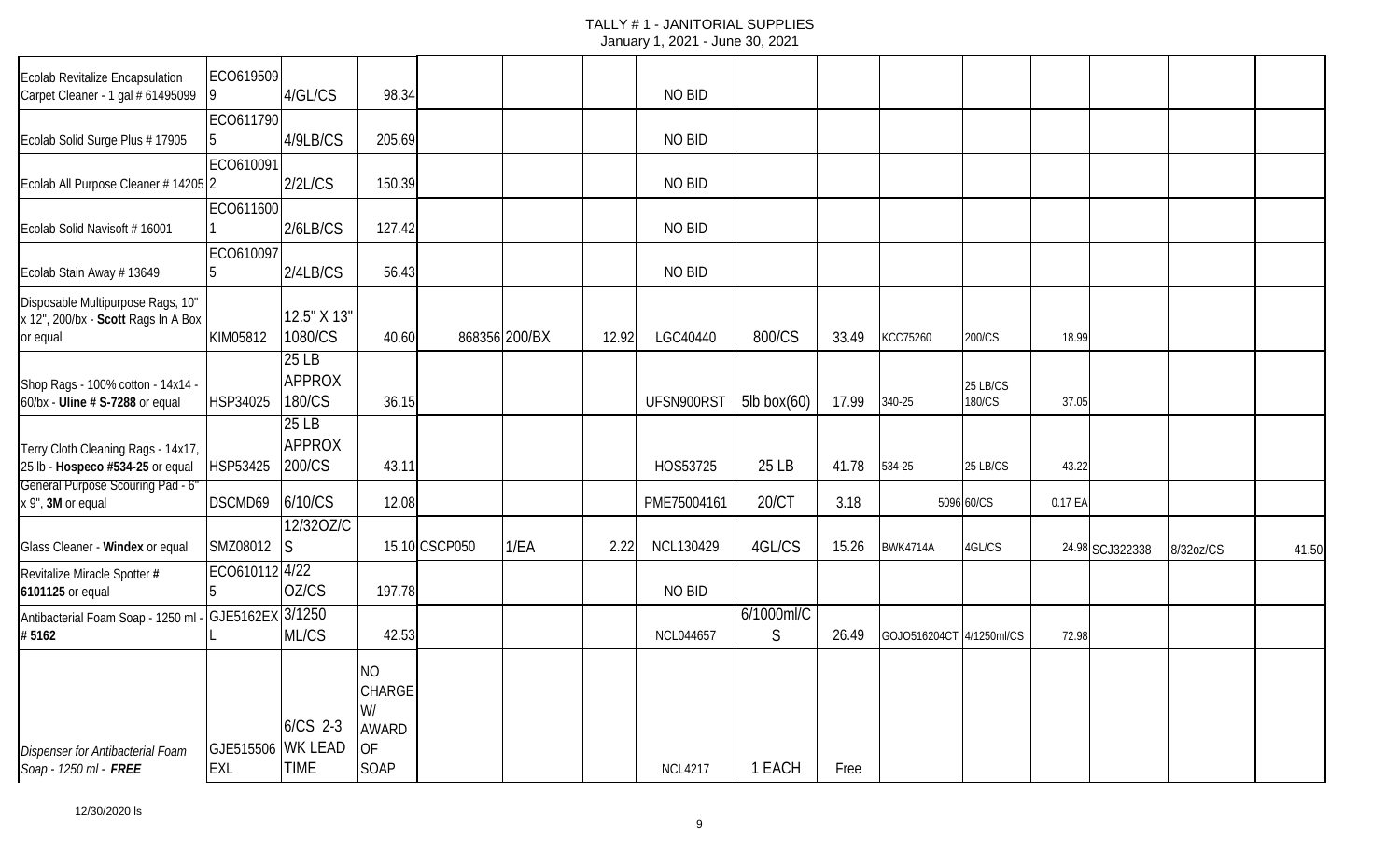# TALLY # 1 - JANITORIAL SUPPLIES

January 1, 2021 - June 30, 2021

| | | | | | | | | | | | | | | | |
|---|---|---|---|---|---|---|---|---|---|---|---|---|---|---|---|
| Ecolab Revitalize Encapsulation Carpet Cleaner - 1 gal # 61495099 | ECO6195099 | 4/GL/CS | 98.34 | | | | NO BID | | | | | | | | |
| Ecolab Solid Surge Plus # 17905 | ECO6117905 | 4/9LB/CS | 205.69 | | | | NO BID | | | | | | | | |
| Ecolab All Purpose Cleaner # 14205 | ECO6100912 | 2/2L/CS | 150.39 | | | | NO BID | | | | | | | | |
| Ecolab Solid Navisoft # 16001 | ECO6116001 | 2/6LB/CS | 127.42 | | | | NO BID | | | | | | | | |
| Ecolab Stain Away # 13649 | ECO6100975 | 2/4LB/CS | 56.43 | | | | NO BID | | | | | | | | |
| Disposable Multipurpose Rags, 10" x 12", 200/bx - **Scott** Rags In A Box or equal | KIM05812 | 12.5" X 13" 1080/CS | 40.60 | 868356 | 200/BX | 12.92 | LGC40440 | 800/CS | 33.49 | KCC75260 | 200/CS | 18.99 | | | |
| Shop Rags - 100% cotton - 14x14 - 60/bx - **Uline # S-7288** or equal | HSP34025 | 25 LB APPROX 180/CS | 36.15 | | | | UFSN900RST | 5lb box(60) | 17.99 | 340-25 | 25 LB/CS 180/CS | 37.05 | | | |
| Terry Cloth Cleaning Rags - 14x17, 25 lb - **Hospeco #534-25** or equal | HSP53425 | 25 LB APPROX 200/CS | 43.11 | | | | HOS53725 | 25 LB | 41.78 | 534-25 | 25 LB/CS | 43.22 | | | |
| General Purpose Scouring Pad - 6" x 9", **3M** or equal | DSCMD69 | 6/10/CS | 12.08 | | | | PME75004161 | 20/CT | 3.18 | 5096 | 60/CS | 0.17 EA | | | |
| Glass Cleaner - **Windex** or equal | SMZ08012 | 12/32OZ/CS | 15.10 | CSCP050 | 1/EA | 2.22 | NCL130429 | 4GL/CS | 15.26 | BWK4714A | 4GL/CS | 24.98 | SCJ322338 | 8/32oz/CS | 41.50 |
| Revitalize Miracle Spotter # **6101125** or equal | ECO6101125 | 4/22 OZ/CS | 197.78 | | | | NO BID | | | | | | | | |
| Antibacterial Foam Soap - 1250 ml - **# 5162** | GJE5162EXL | 3/1250 ML/CS | 42.53 | | | | NCL044657 | 6/1000ml/CS | 26.49 | GOJO516204CT | 4/1250ml/CS | 72.98 | | | |
| *Dispenser for Antibacterial Foam Soap - 1250 ml -* ***FREE*** | GJE515506 EXL | 6/CS 2-3 WK LEAD TIME | NO CHARGE W/ AWARD OF SOAP | | | | NCL4217 | 1 EACH | Free | | | | | | |

12/30/2020 ls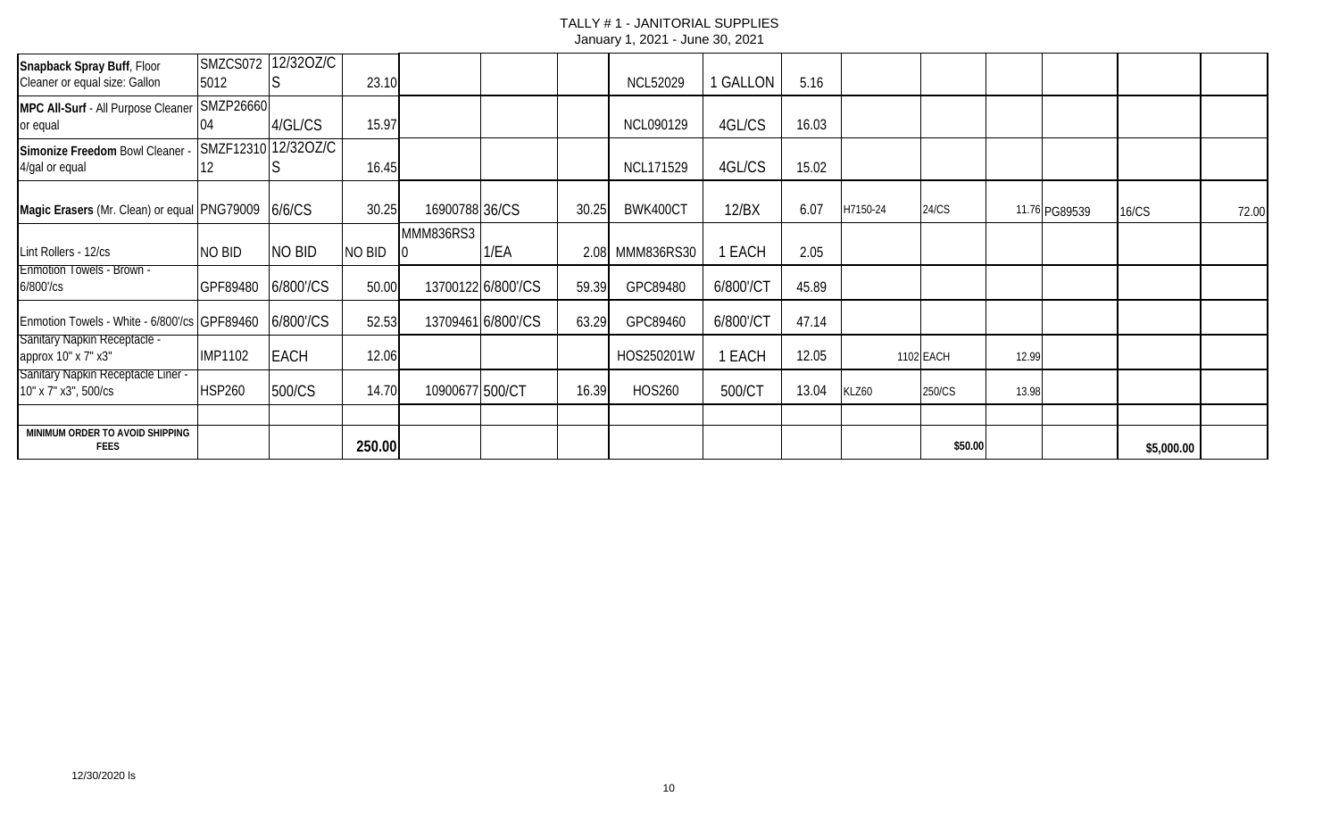# TALLY # 1 - JANITORIAL SUPPLIES

January 1, 2021 - June 30, 2021

| Item | | | | | | | | | | | | | | | |
|---|---|---|---|---|---|---|---|---|---|---|---|---|---|---|---|
| **Snapback Spray Buff**, Floor Cleaner or equal size: Gallon | SMZCS0725012 | 12/32OZ/CS | 23.10 | | | | NCL52029 | 1 GALLON | 5.16 | | | | | | |
| **MPC All-Surf** - All Purpose Cleaner or equal | SMZP2666004 | 4/GL/CS | 15.97 | | | | NCL090129 | 4GL/CS | 16.03 | | | | | | |
| **Simonize Freedom** Bowl Cleaner - 4/gal or equal | SMZF1231012 | 12/32OZ/CS | 16.45 | | | | NCL171529 | 4GL/CS | 15.02 | | | | | | |
| **Magic Erasers** (Mr. Clean) or equal | PNG79009 | 6/6/CS | 30.25 | 16900788 | 36/CS | 30.25 | BWK400CT | 12/BX | 6.07 | H7150-24 | 24/CS | 11.76 | PG89539 | 16/CS | 72.00 |
| Lint Rollers - 12/cs | NO BID | NO BID | NO BID | MMM836RS30 | 1/EA | 2.08 | MMM836RS30 | 1 EACH | 2.05 | | | | | | |
| Enmotion Towels - Brown - 6/800'/cs | GPF89480 | 6/800'/CS | 50.00 | 13700122 | 6/800'/CS | 59.39 | GPC89480 | 6/800'/CT | 45.89 | | | | | | |
| Enmotion Towels - White - 6/800'/cs | GPF89460 | 6/800'/CS | 52.53 | 13709461 | 6/800'/CS | 63.29 | GPC89460 | 6/800'/CT | 47.14 | | | | | | |
| Sanitary Napkin Receptacle - approx 10" x 7" x3" | IMP1102 | EACH | 12.06 | | | | HOS250201W | 1 EACH | 12.05 | 1102 | EACH | 12.99 | | | |
| Sanitary Napkin Receptacle Liner - 10" x 7" x3", 500/cs | HSP260 | 500/CS | 14.70 | 10900677 | 500/CT | 16.39 | HOS260 | 500/CT | 13.04 | KLZ60 | 250/CS | 13.98 | | | |
| | | | | | | | | | | | | | | | |
| **MINIMUM ORDER TO AVOID SHIPPING FEES** | | | **250.00** | | | | | | | | **$50.00** | | | **$5,000.00** | |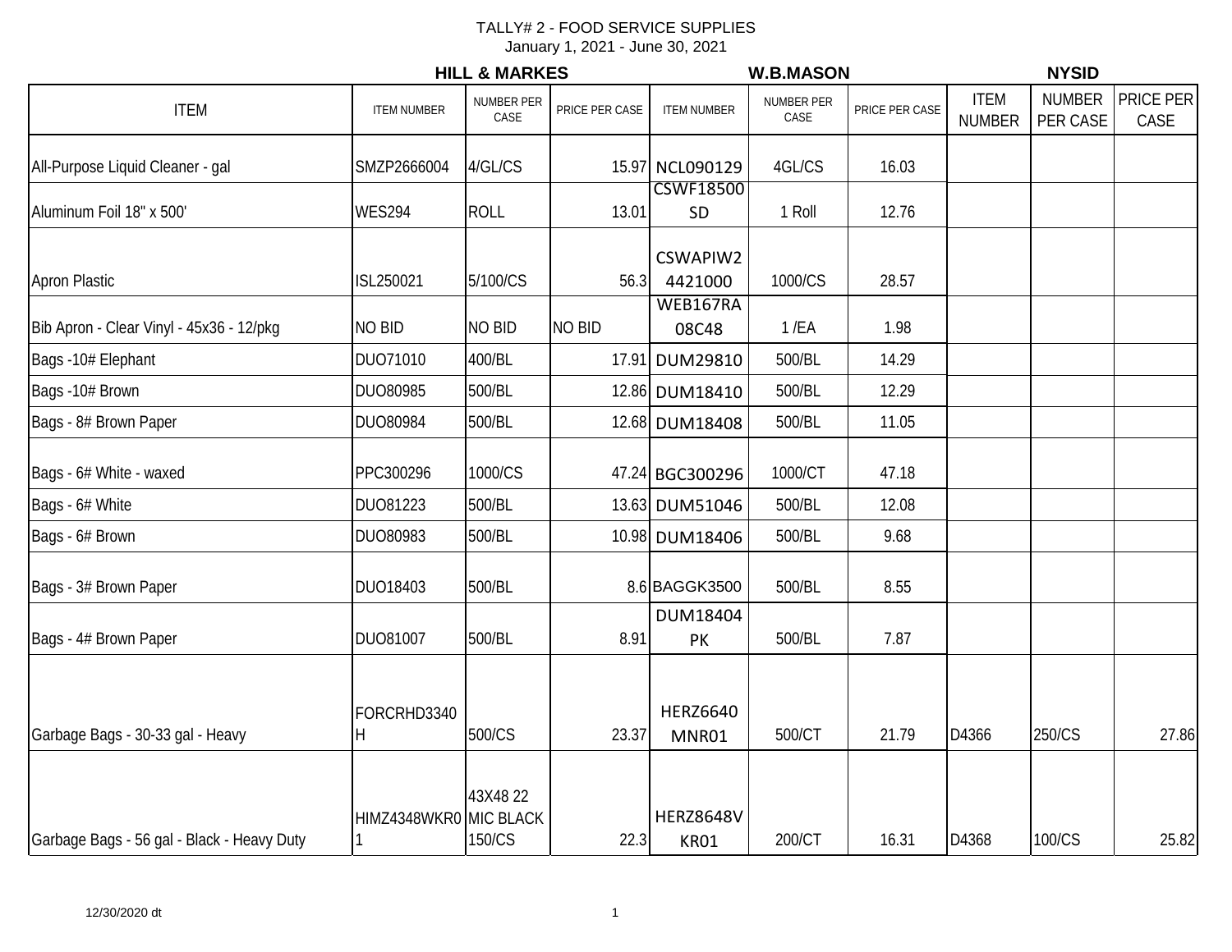TALLY# 2 - FOOD SERVICE SUPPLIES

January 1, 2021 - June 30, 2021

| ITEM | HILL & MARKES ITEM NUMBER | HILL & MARKES NUMBER PER CASE | HILL & MARKES PRICE PER CASE | W.B.MASON ITEM NUMBER | W.B.MASON NUMBER PER CASE | W.B.MASON PRICE PER CASE | NYSID ITEM NUMBER | NYSID NUMBER PER CASE | NYSID PRICE PER CASE |
|---|---|---|---|---|---|---|---|---|---|
| All-Purpose Liquid Cleaner - gal | SMZP2666004 | 4/GL/CS | 15.97 | NCL090129 | 4GL/CS | 16.03 | | | |
| Aluminum Foil 18" x 500' | WES294 | ROLL | 13.01 | CSWF18500SD | 1 Roll | 12.76 | | | |
| Apron Plastic | ISL250021 | 5/100/CS | 56.3 | CSWAPIW24421000 | 1000/CS | 28.57 | | | |
| Bib Apron - Clear Vinyl - 45x36 - 12/pkg | NO BID | NO BID | NO BID | WEB167RA08C48 | 1 /EA | 1.98 | | | |
| Bags -10# Elephant | DUO71010 | 400/BL | 17.91 | DUM29810 | 500/BL | 14.29 | | | |
| Bags -10# Brown | DUO80985 | 500/BL | 12.86 | DUM18410 | 500/BL | 12.29 | | | |
| Bags - 8# Brown Paper | DUO80984 | 500/BL | 12.68 | DUM18408 | 500/BL | 11.05 | | | |
| Bags - 6# White - waxed | PPC300296 | 1000/CS | 47.24 | BGC300296 | 1000/CT | 47.18 | | | |
| Bags - 6# White | DUO81223 | 500/BL | 13.63 | DUM51046 | 500/BL | 12.08 | | | |
| Bags - 6# Brown | DUO80983 | 500/BL | 10.98 | DUM18406 | 500/BL | 9.68 | | | |
| Bags - 3# Brown Paper | DUO18403 | 500/BL | 8.6 | BAGGK3500 | 500/BL | 8.55 | | | |
| Bags - 4# Brown Paper | DUO81007 | 500/BL | 8.91 | DUM18404PK | 500/BL | 7.87 | | | |
| Garbage Bags - 30-33 gal - Heavy | FORCRHD3340H | 500/CS | 23.37 | HERZ6640MNR01 | 500/CT | 21.79 | D4366 | 250/CS | 27.86 |
| Garbage Bags - 56 gal - Black - Heavy Duty | HIMZ4348WKR01 | 43X48 22 MIC BLACK 150/CS | 22.3 | HERZ8648VKR01 | 200/CT | 16.31 | D4368 | 100/CS | 25.82 |

12/30/2020 dt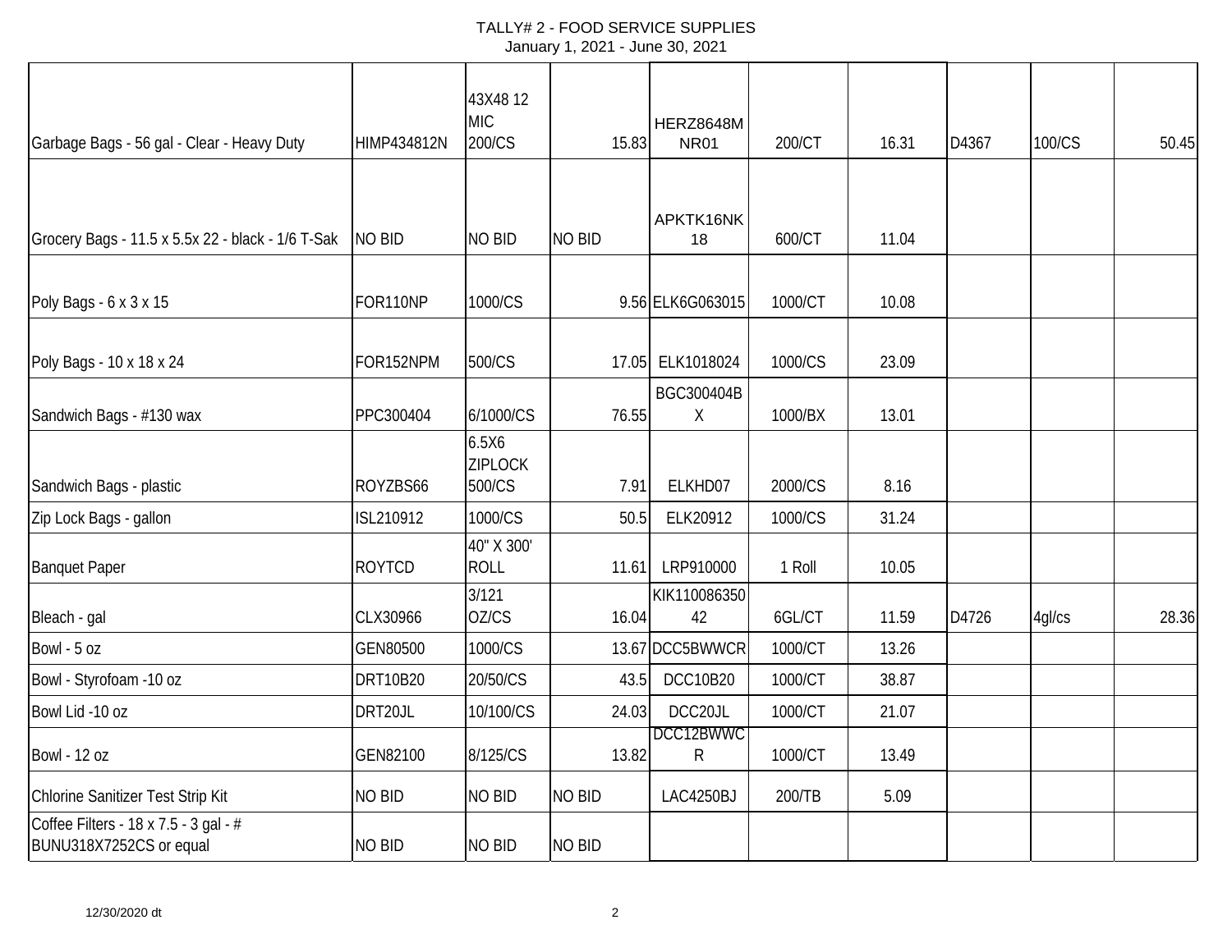TALLY# 2 - FOOD SERVICE SUPPLIES
January 1, 2021 - June 30, 2021

| | | | | | | | | | |
|---|---|---|---|---|---|---|---|---|---|
| Garbage Bags - 56 gal - Clear - Heavy Duty | HIMP434812N | 43X48 12 MIC 200/CS | 15.83 | HERZ8648MNR01 | 200/CT | 16.31 | D4367 | 100/CS | 50.45 |
| Grocery Bags - 11.5 x 5.5x 22 - black - 1/6 T-Sak | NO BID | NO BID | NO BID | APKTK16NK18 | 600/CT | 11.04 | | | |
| Poly Bags - 6 x 3 x 15 | FOR110NP | 1000/CS | 9.56 | ELK6G063015 | 1000/CT | 10.08 | | | |
| Poly Bags - 10 x 18 x 24 | FOR152NPM | 500/CS | 17.05 | ELK1018024 | 1000/CS | 23.09 | | | |
| Sandwich Bags - #130 wax | PPC300404 | 6/1000/CS | 76.55 | BGC300404BX | 1000/BX | 13.01 | | | |
| Sandwich Bags - plastic | ROYZBS66 | 6.5X6 ZIPLOCK 500/CS | 7.91 | ELKHD07 | 2000/CS | 8.16 | | | |
| Zip Lock Bags - gallon | ISL210912 | 1000/CS | 50.5 | ELK20912 | 1000/CS | 31.24 | | | |
| Banquet Paper | ROYTCD | 40" X 300' ROLL | 11.61 | LRP910000 | 1 Roll | 10.05 | | | |
| Bleach - gal | CLX30966 | 3/121 OZ/CS | 16.04 | KIK11008635042 | 6GL/CT | 11.59 | D4726 | 4gl/cs | 28.36 |
| Bowl - 5 oz | GEN80500 | 1000/CS | 13.67 | DCC5BWWCR | 1000/CT | 13.26 | | | |
| Bowl - Styrofoam -10 oz | DRT10B20 | 20/50/CS | 43.5 | DCC10B20 | 1000/CT | 38.87 | | | |
| Bowl Lid -10 oz | DRT20JL | 10/100/CS | 24.03 | DCC20JL | 1000/CT | 21.07 | | | |
| Bowl - 12 oz | GEN82100 | 8/125/CS | 13.82 | DCC12BWWCR | 1000/CT | 13.49 | | | |
| Chlorine Sanitizer Test Strip Kit | NO BID | NO BID | NO BID | LAC4250BJ | 200/TB | 5.09 | | | |
| Coffee Filters - 18 x 7.5 - 3 gal - # BUNU318X7252CS or equal | NO BID | NO BID | NO BID | | | | | | |

12/30/2020 dt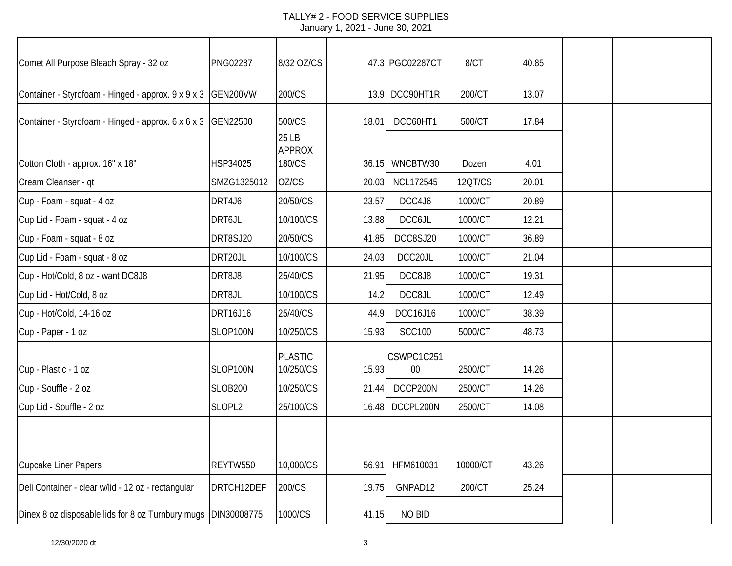# TALLY# 2 - FOOD SERVICE SUPPLIES

January 1, 2021 - June 30, 2021

| | | | | | | | | | |
|---|---|---|---|---|---|---|---|---|---|
| Comet All Purpose Bleach Spray - 32 oz | PNG02287 | 8/32 OZ/CS | 47.3 | PGC02287CT | 8/CT | 40.85 | | | |
| Container - Styrofoam - Hinged - approx. 9 x 9 x 3 | GEN200VW | 200/CS | 13.9 | DCC90HT1R | 200/CT | 13.07 | | | |
| Container - Styrofoam - Hinged - approx. 6 x 6 x 3 | GEN22500 | 500/CS | 18.01 | DCC60HT1 | 500/CT | 17.84 | | | |
| Cotton Cloth - approx. 16" x 18" | HSP34025 | 25 LB APPROX 180/CS | 36.15 | WNCBTW30 | Dozen | 4.01 | | | |
| Cream Cleanser - qt | SMZG1325012 | OZ/CS | 20.03 | NCL172545 | 12QT/CS | 20.01 | | | |
| Cup - Foam - squat - 4 oz | DRT4J6 | 20/50/CS | 23.57 | DCC4J6 | 1000/CT | 20.89 | | | |
| Cup Lid - Foam - squat - 4 oz | DRT6JL | 10/100/CS | 13.88 | DCC6JL | 1000/CT | 12.21 | | | |
| Cup - Foam - squat - 8 oz | DRT8SJ20 | 20/50/CS | 41.85 | DCC8SJ20 | 1000/CT | 36.89 | | | |
| Cup Lid - Foam - squat - 8 oz | DRT20JL | 10/100/CS | 24.03 | DCC20JL | 1000/CT | 21.04 | | | |
| Cup - Hot/Cold, 8 oz - want DC8J8 | DRT8J8 | 25/40/CS | 21.95 | DCC8J8 | 1000/CT | 19.31 | | | |
| Cup Lid - Hot/Cold, 8 oz | DRT8JL | 10/100/CS | 14.2 | DCC8JL | 1000/CT | 12.49 | | | |
| Cup - Hot/Cold, 14-16 oz | DRT16J16 | 25/40/CS | 44.9 | DCC16J16 | 1000/CT | 38.39 | | | |
| Cup - Paper - 1 oz | SLOP100N | 10/250/CS | 15.93 | SCC100 | 5000/CT | 48.73 | | | |
| Cup - Plastic - 1 oz | SLOP100N | PLASTIC 10/250/CS | 15.93 | CSWPC1C25100 | 2500/CT | 14.26 | | | |
| Cup - Souffle - 2 oz | SLOB200 | 10/250/CS | 21.44 | DCCP200N | 2500/CT | 14.26 | | | |
| Cup Lid - Souffle - 2 oz | SLOPL2 | 25/100/CS | 16.48 | DCCPL200N | 2500/CT | 14.08 | | | |
| Cupcake Liner Papers | REYTW550 | 10,000/CS | 56.91 | HFM610031 | 10000/CT | 43.26 | | | |
| Deli Container - clear w/lid - 12 oz - rectangular | DRTCH12DEF | 200/CS | 19.75 | GNPAD12 | 200/CT | 25.24 | | | |
| Dinex 8 oz disposable lids for 8 oz Turnbury mugs | DIN30008775 | 1000/CS | 41.15 | NO BID | | | | | |

12/30/2020 dt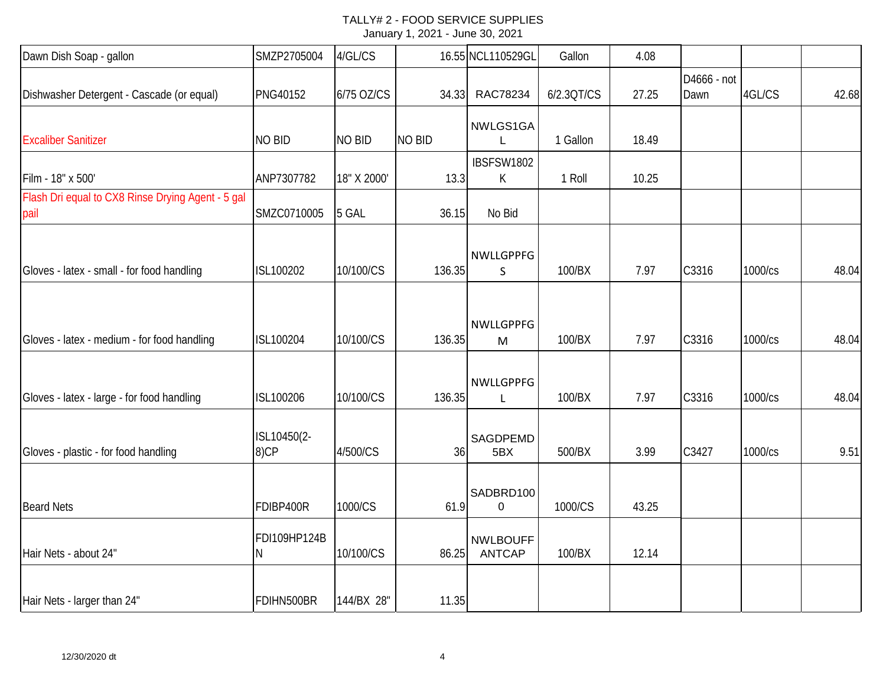# TALLY# 2 - FOOD SERVICE SUPPLIES

January 1, 2021 - June 30, 2021

| | | | | | | | | | |
|---|---|---|---|---|---|---|---|---|---|
| Dawn Dish Soap - gallon | SMZP2705004 | 4/GL/CS | 16.55 | NCL110529GL | Gallon | 4.08 | | | |
| Dishwasher Detergent - Cascade (or equal) | PNG40152 | 6/75 OZ/CS | 34.33 | RAC78234 | 6/2.3QT/CS | 27.25 | D4666 - not Dawn | 4GL/CS | 42.68 |
| Excaliber Sanitizer | NO BID | NO BID | NO BID | NWLGS1GAL | 1 Gallon | 18.49 | | | |
| Film - 18" x 500' | ANP7307782 | 18" X 2000' | 13.3 | IBSFSW1802K | 1 Roll | 10.25 | | | |
| Flash Dri equal to CX8 Rinse Drying Agent - 5 gal pail | SMZC0710005 | 5 GAL | 36.15 | No Bid | | | | | |
| Gloves - latex - small - for food handling | ISL100202 | 10/100/CS | 136.35 | NWLLGPPFGS | 100/BX | 7.97 | C3316 | 1000/cs | 48.04 |
| Gloves - latex - medium - for food handling | ISL100204 | 10/100/CS | 136.35 | NWLLGPPFGM | 100/BX | 7.97 | C3316 | 1000/cs | 48.04 |
| Gloves - latex - large - for food handling | ISL100206 | 10/100/CS | 136.35 | NWLLGPPFGL | 100/BX | 7.97 | C3316 | 1000/cs | 48.04 |
| Gloves - plastic - for food handling | ISL10450(2-8)CP | 4/500/CS | 36 | SAGDPEMD5BX | 500/BX | 3.99 | C3427 | 1000/cs | 9.51 |
| Beard Nets | FDIBP400R | 1000/CS | 61.9 | SADBRD1000 | 1000/CS | 43.25 | | | |
| Hair Nets - about 24" | FDI109HP124BN | 10/100/CS | 86.25 | NWLBOUFFANTCAP | 100/BX | 12.14 | | | |
| Hair Nets - larger than 24" | FDIHN500BR | 144/BX 28" | 11.35 | | | | | | |

12/30/2020 dt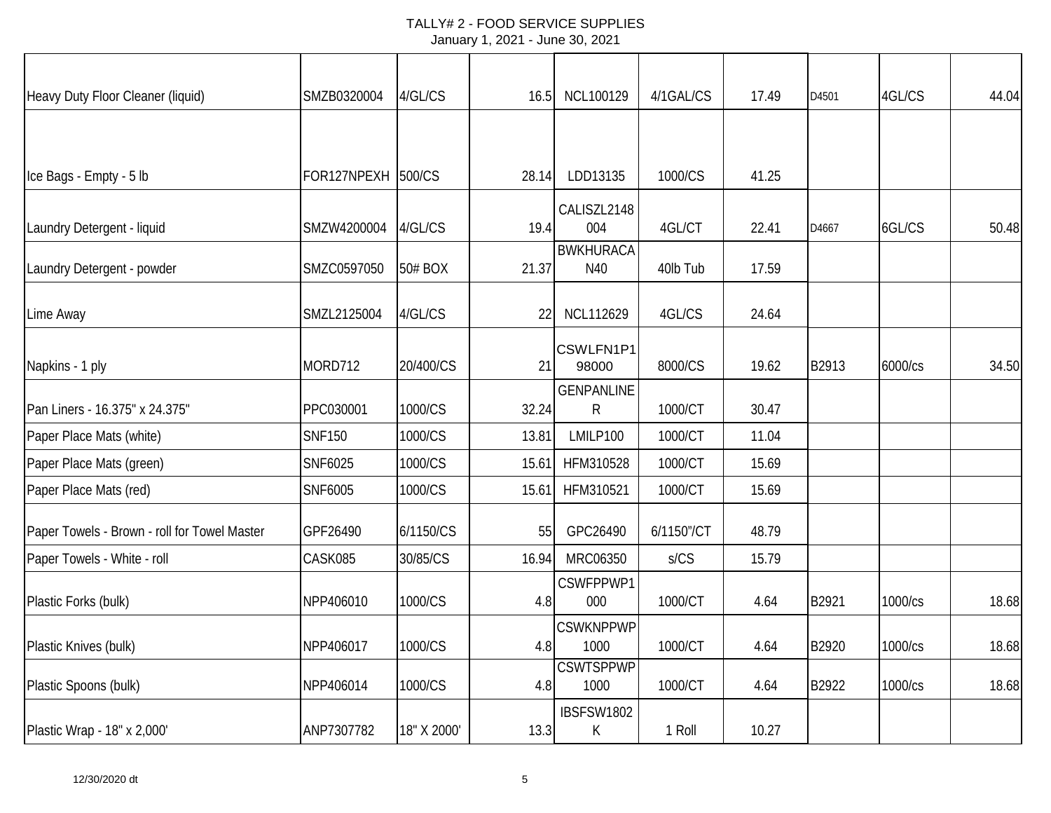TALLY# 2 - FOOD SERVICE SUPPLIES
January 1, 2021 - June 30, 2021

| | | | | | | | | | |
|---|---|---|---|---|---|---|---|---|---|
| Heavy Duty Floor Cleaner (liquid) | SMZB0320004 | 4/GL/CS | 16.5 | NCL100129 | 4/1GAL/CS | 17.49 | D4501 | 4GL/CS | 44.04 |
| Ice Bags - Empty - 5 lb | FOR127NPEXH | 500/CS | 28.14 | LDD13135 | 1000/CS | 41.25 | | | |
| Laundry Detergent - liquid | SMZW4200004 | 4/GL/CS | 19.4 | CALISZL2148004 | 4GL/CT | 22.41 | D4667 | 6GL/CS | 50.48 |
| Laundry Detergent - powder | SMZC0597050 | 50# BOX | 21.37 | BWKHURACAN40 | 40lb Tub | 17.59 | | | |
| Lime Away | SMZL2125004 | 4/GL/CS | 22 | NCL112629 | 4GL/CS | 24.64 | | | |
| Napkins - 1 ply | MORD712 | 20/400/CS | 21 | CSWLFN1P198000 | 8000/CS | 19.62 | B2913 | 6000/cs | 34.50 |
| Pan Liners - 16.375" x 24.375" | PPC030001 | 1000/CS | 32.24 | GENPANLINER | 1000/CT | 30.47 | | | |
| Paper Place Mats (white) | SNF150 | 1000/CS | 13.81 | LMILP100 | 1000/CT | 11.04 | | | |
| Paper Place Mats (green) | SNF6025 | 1000/CS | 15.61 | HFM310528 | 1000/CT | 15.69 | | | |
| Paper Place Mats (red) | SNF6005 | 1000/CS | 15.61 | HFM310521 | 1000/CT | 15.69 | | | |
| Paper Towels - Brown - roll for Towel Master | GPF26490 | 6/1150/CS | 55 | GPC26490 | 6/1150"/CT | 48.79 | | | |
| Paper Towels - White - roll | CASK085 | 30/85/CS | 16.94 | MRC06350 | s/CS | 15.79 | | | |
| Plastic Forks (bulk) | NPP406010 | 1000/CS | 4.8 | CSWFPPWP1000 | 1000/CT | 4.64 | B2921 | 1000/cs | 18.68 |
| Plastic Knives (bulk) | NPP406017 | 1000/CS | 4.8 | CSWKNPPWP1000 | 1000/CT | 4.64 | B2920 | 1000/cs | 18.68 |
| Plastic Spoons (bulk) | NPP406014 | 1000/CS | 4.8 | CSWTSPPWP1000 | 1000/CT | 4.64 | B2922 | 1000/cs | 18.68 |
| Plastic Wrap - 18" x 2,000' | ANP7307782 | 18" X 2000' | 13.3 | IBSFSW1802K | 1 Roll | 10.27 | | | |

12/30/2020 dt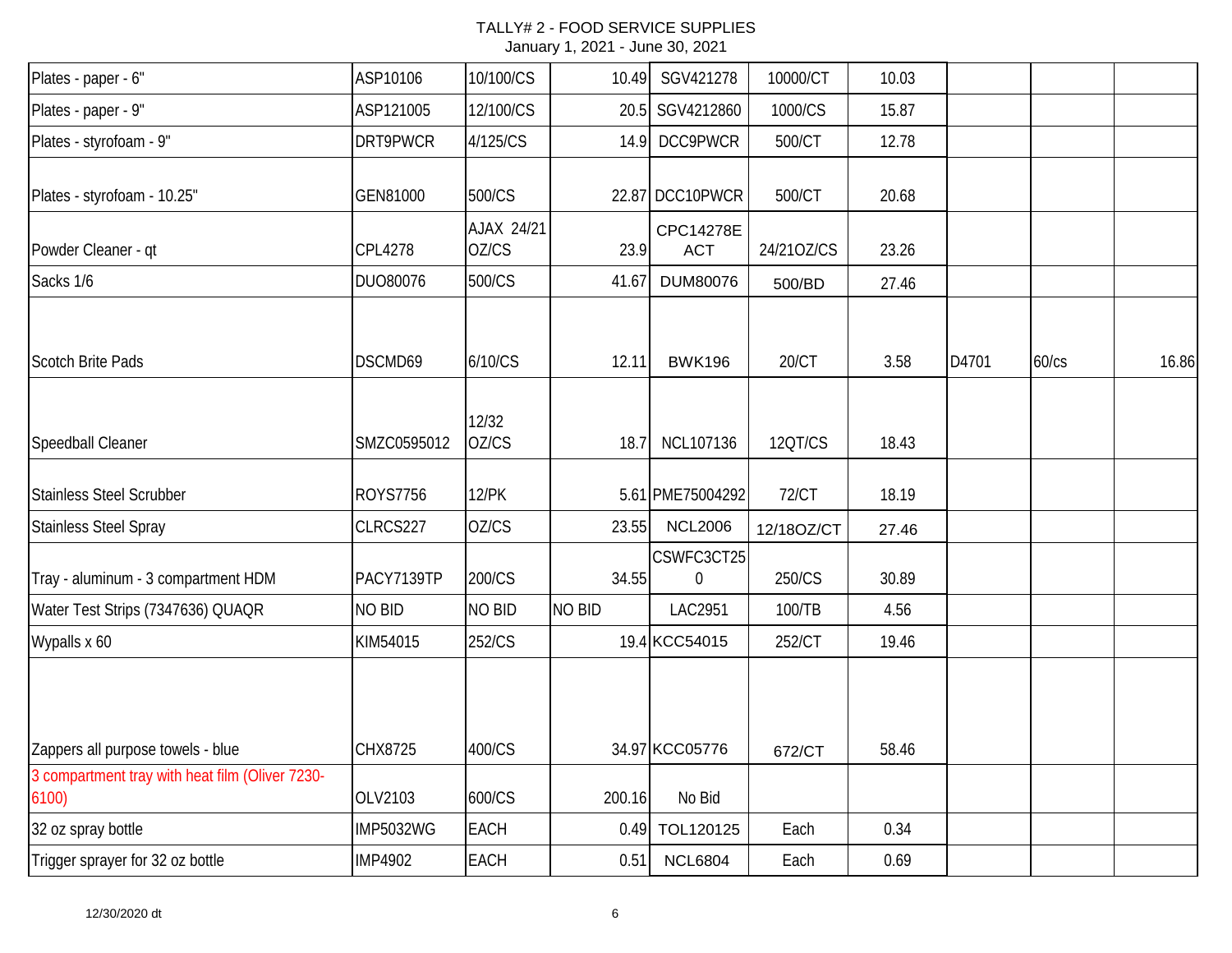TALLY# 2 - FOOD SERVICE SUPPLIES
January 1, 2021 - June 30, 2021

| | | | | | | | | | |
|---|---|---|---|---|---|---|---|---|---|
| Plates - paper - 6" | ASP10106 | 10/100/CS | 10.49 | SGV421278 | 10000/CT | 10.03 | | | |
| Plates - paper - 9" | ASP121005 | 12/100/CS | 20.5 | SGV4212860 | 1000/CS | 15.87 | | | |
| Plates - styrofoam - 9" | DRT9PWCR | 4/125/CS | 14.9 | DCC9PWCR | 500/CT | 12.78 | | | |
| Plates - styrofoam - 10.25" | GEN81000 | 500/CS | 22.87 | DCC10PWCR | 500/CT | 20.68 | | | |
| Powder Cleaner - qt | CPL4278 | AJAX 24/21 OZ/CS | 23.9 | CPC14278E ACT | 24/21OZ/CS | 23.26 | | | |
| Sacks 1/6 | DUO80076 | 500/CS | 41.67 | DUM80076 | 500/BD | 27.46 | | | |
| Scotch Brite Pads | DSCMD69 | 6/10/CS | 12.11 | BWK196 | 20/CT | 3.58 | D4701 | 60/cs | 16.86 |
| Speedball Cleaner | SMZC0595012 | 12/32 OZ/CS | 18.7 | NCL107136 | 12QT/CS | 18.43 | | | |
| Stainless Steel Scrubber | ROYS7756 | 12/PK | 5.61 | PME75004292 | 72/CT | 18.19 | | | |
| Stainless Steel Spray | CLRCS227 | OZ/CS | 23.55 | NCL2006 | 12/18OZ/CT | 27.46 | | | |
| Tray - aluminum - 3 compartment HDM | PACY7139TP | 200/CS | 34.55 | CSWFC3CT250 | 250/CS | 30.89 | | | |
| Water Test Strips (7347636) QUAQR | NO BID | NO BID | NO BID | LAC2951 | 100/TB | 4.56 | | | |
| Wypalls x 60 | KIM54015 | 252/CS | 19.4 | KCC54015 | 252/CT | 19.46 | | | |
| Zappers all purpose towels - blue | CHX8725 | 400/CS | 34.97 | KCC05776 | 672/CT | 58.46 | | | |
| 3 compartment tray with heat film (Oliver 7230-6100) | OLV2103 | 600/CS | 200.16 | No Bid | | | | | |
| 32 oz spray bottle | IMP5032WG | EACH | 0.49 | TOL120125 | Each | 0.34 | | | |
| Trigger sprayer for 32 oz bottle | IMP4902 | EACH | 0.51 | NCL6804 | Each | 0.69 | | | |

12/30/2020 dt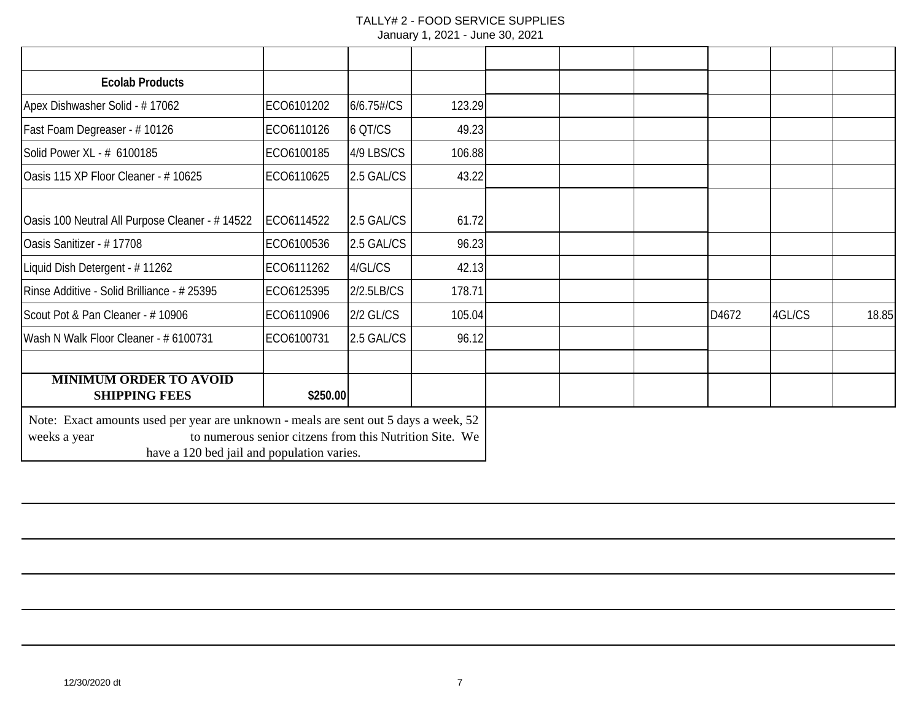TALLY# 2 - FOOD SERVICE SUPPLIES
January 1, 2021 - June 30, 2021

| | | | | | | | | | |
|---|---|---|---|---|---|---|---|---|---|
| | | | | | | | | | |
| **Ecolab Products** | | | | | | | | | |
| Apex Dishwasher Solid - # 17062 | ECO6101202 | 6/6.75#/CS | 123.29 | | | | | | |
| Fast Foam Degreaser - # 10126 | ECO6110126 | 6 QT/CS | 49.23 | | | | | | |
| Solid Power XL - # 6100185 | ECO6100185 | 4/9 LBS/CS | 106.88 | | | | | | |
| Oasis 115 XP Floor Cleaner - # 10625 | ECO6110625 | 2.5 GAL/CS | 43.22 | | | | | | |
| Oasis 100 Neutral All Purpose Cleaner - # 14522 | ECO6114522 | 2.5 GAL/CS | 61.72 | | | | | | |
| Oasis Sanitizer - # 17708 | ECO6100536 | 2.5 GAL/CS | 96.23 | | | | | | |
| Liquid Dish Detergent - # 11262 | ECO6111262 | 4/GL/CS | 42.13 | | | | | | |
| Rinse Additive - Solid Brilliance - # 25395 | ECO6125395 | 2/2.5LB/CS | 178.71 | | | | | | |
| Scout Pot & Pan Cleaner - # 10906 | ECO6110906 | 2/2 GL/CS | 105.04 | | | | D4672 | 4GL/CS | 18.85 |
| Wash N Walk Floor Cleaner - # 6100731 | ECO6100731 | 2.5 GAL/CS | 96.12 | | | | | | |
| | | | | | | | | | |
| **MINIMUM ORDER TO AVOID SHIPPING FEES** | **$250.00** | | | | | | | | |

Note: Exact amounts used per year are unknown - meals are sent out 5 days a week, 52 weeks a year to numerous senior citzens from this Nutrition Site. We have a 120 bed jail and population varies.

12/30/2020 dt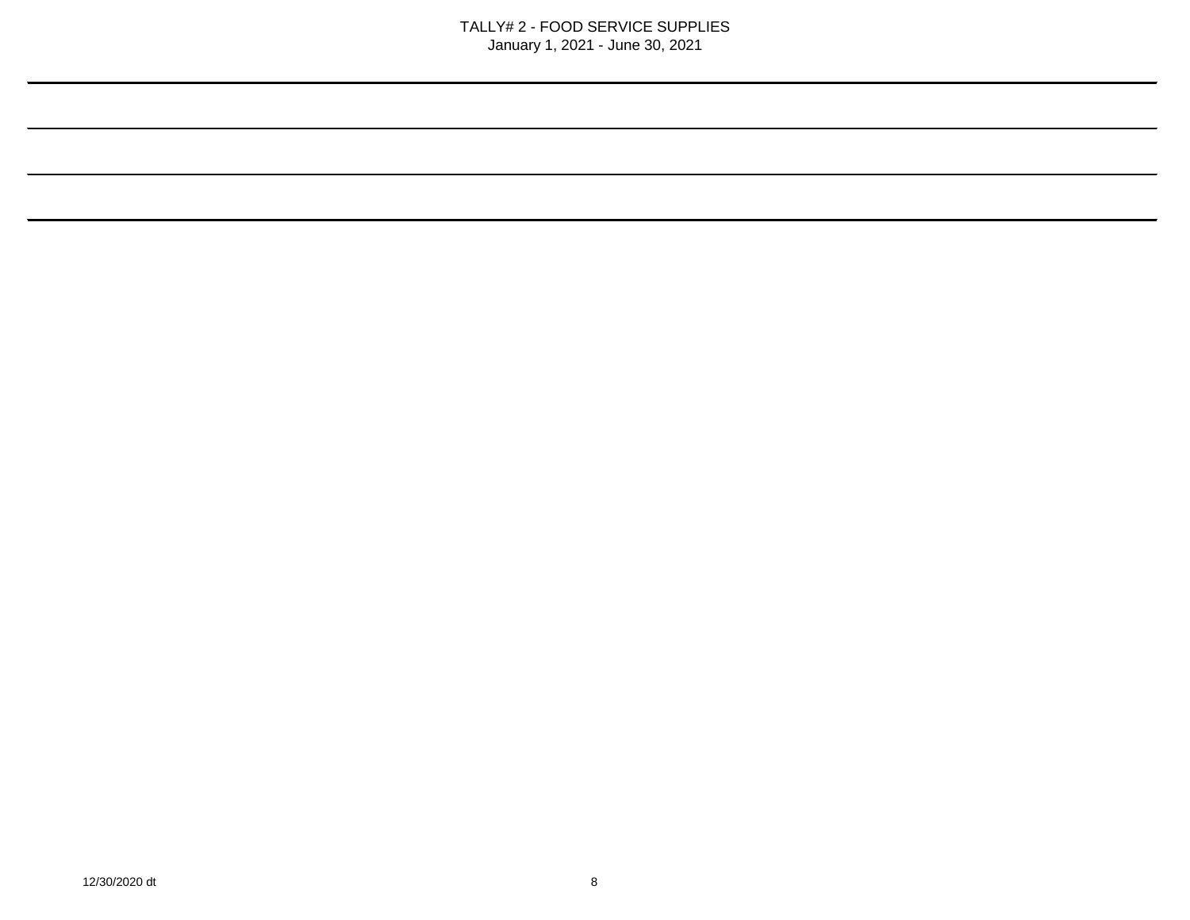TALLY# 2 - FOOD SERVICE SUPPLIES

January 1, 2021 - June 30, 2021